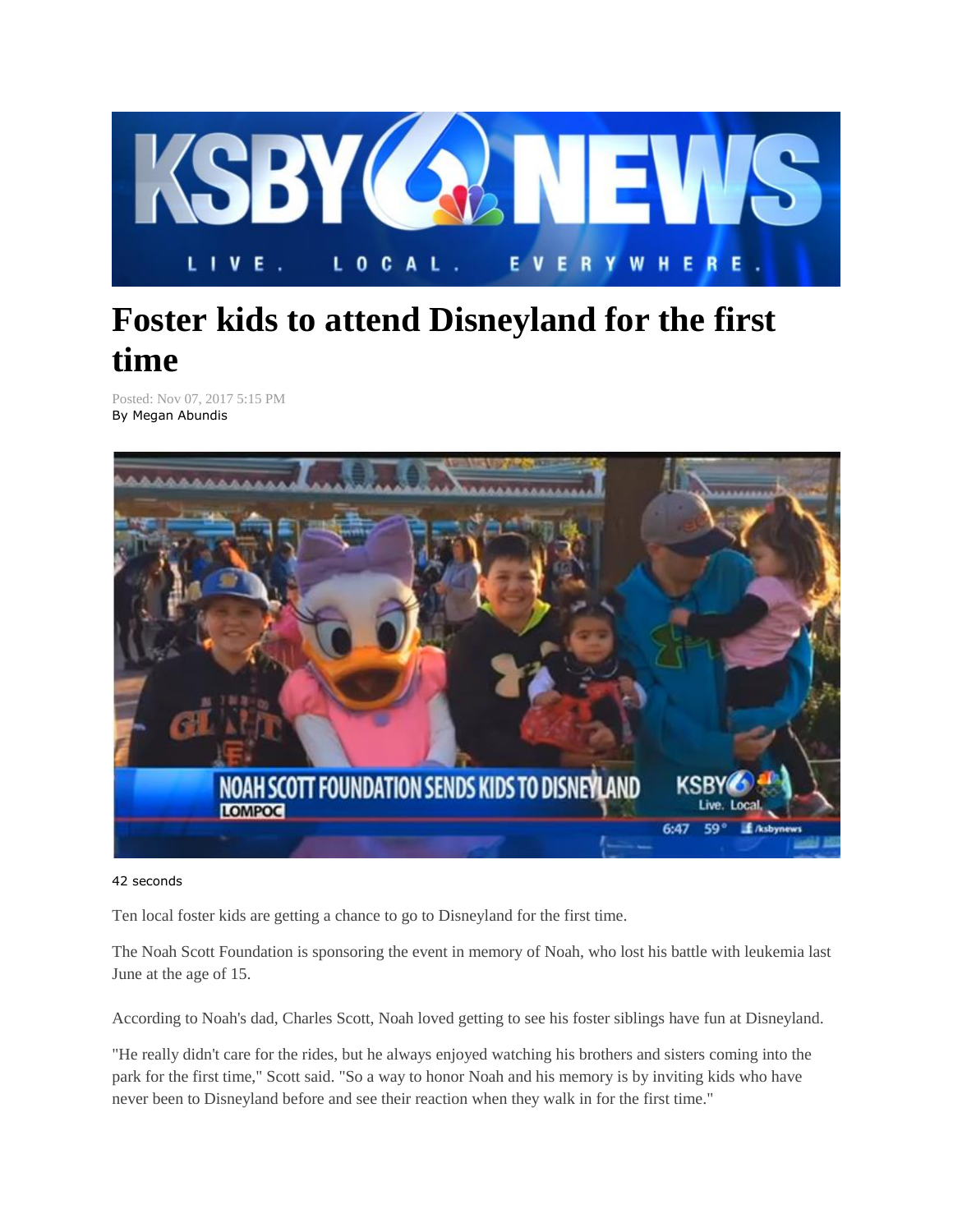# Foster kids to attend Disneyland for the first time

Posted: Nov 07, 2017 5:15 PM
By Megan Abundis

42 seconds

Ten local foster kids are getting a chance to go to Disneyland for the first time.

The Noah Scott Foundation is sponsoring the event in memory of Noah, who lost his battle with leukemia last June at the age of 15.

According to Noah's dad, Charles Scott, Noah loved getting to see his foster siblings have fun at Disneyland.

"He really didn't care for the rides, but he always enjoyed watching his brothers and sisters coming into the park for the first time," Scott said. "So a way to honor Noah and his memory is by inviting kids who have never been to Disneyland before and see their reaction when they walk in for the first time."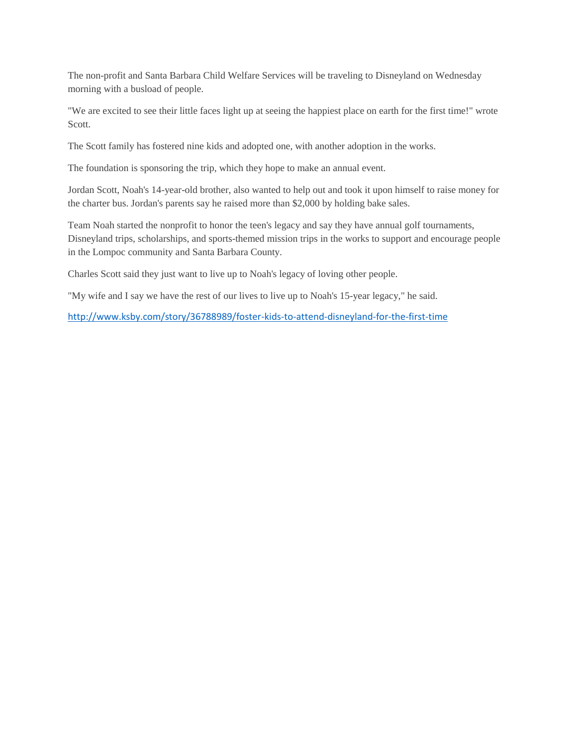The non-profit and Santa Barbara Child Welfare Services will be traveling to Disneyland on Wednesday morning with a busload of people.

"We are excited to see their little faces light up at seeing the happiest place on earth for the first time!" wrote Scott.

The Scott family has fostered nine kids and adopted one, with another adoption in the works.

The foundation is sponsoring the trip, which they hope to make an annual event.

Jordan Scott, Noah's 14-year-old brother, also wanted to help out and took it upon himself to raise money for the charter bus. Jordan's parents say he raised more than $2,000 by holding bake sales.

Team Noah started the nonprofit to honor the teen's legacy and say they have annual golf tournaments, Disneyland trips, scholarships, and sports-themed mission trips in the works to support and encourage people in the Lompoc community and Santa Barbara County.

Charles Scott said they just want to live up to Noah's legacy of loving other people.

"My wife and I say we have the rest of our lives to live up to Noah's 15-year legacy," he said.

http://www.ksby.com/story/36788989/foster-kids-to-attend-disneyland-for-the-first-time